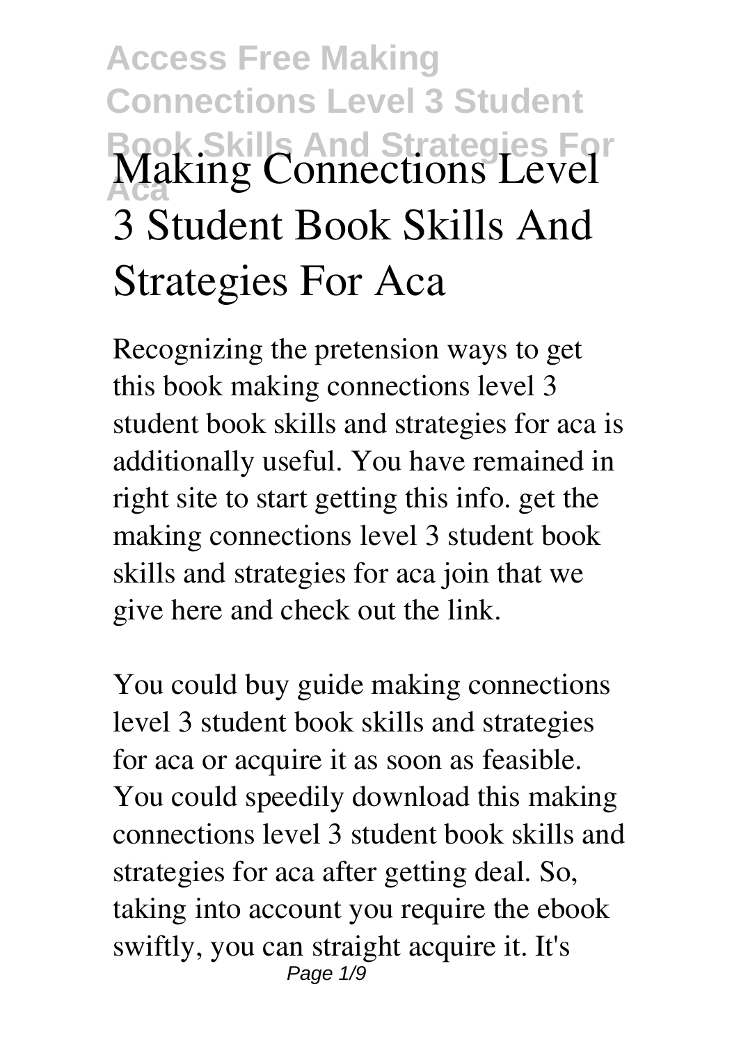# Making Connections Level 3 Student Book Skills And Strategies For Aca

Recognizing the pretension ways to get this book making connections level 3 student book skills and strategies for aca is additionally useful. You have remained in right site to start getting this info. get the making connections level 3 student book skills and strategies for aca join that we give here and check out the link.

You could buy guide making connections level 3 student book skills and strategies for aca or acquire it as soon as feasible. You could speedily download this making connections level 3 student book skills and strategies for aca after getting deal. So, taking into account you require the ebook swiftly, you can straight acquire it. It's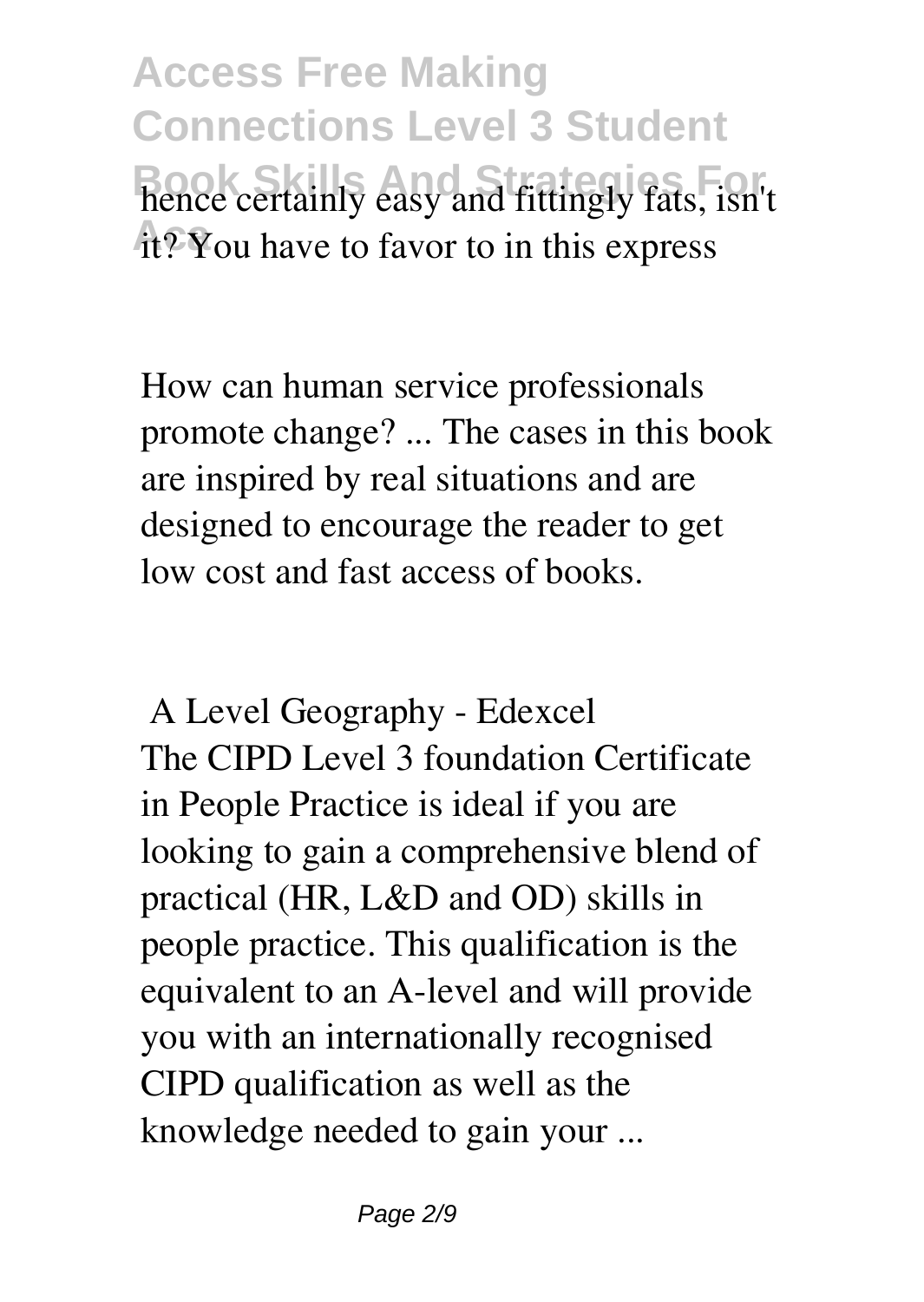hence certainly easy and fittingly fats, isn't it? You have to favor to in this express

How can human service professionals promote change? ... The cases in this book are inspired by real situations and are designed to encourage the reader to get low cost and fast access of books.

## A Level Geography - Edexcel

The CIPD Level 3 foundation Certificate in People Practice is ideal if you are looking to gain a comprehensive blend of practical (HR, L&D and OD) skills in people practice. This qualification is the equivalent to an A-level and will provide you with an internationally recognised CIPD qualification as well as the knowledge needed to gain your ...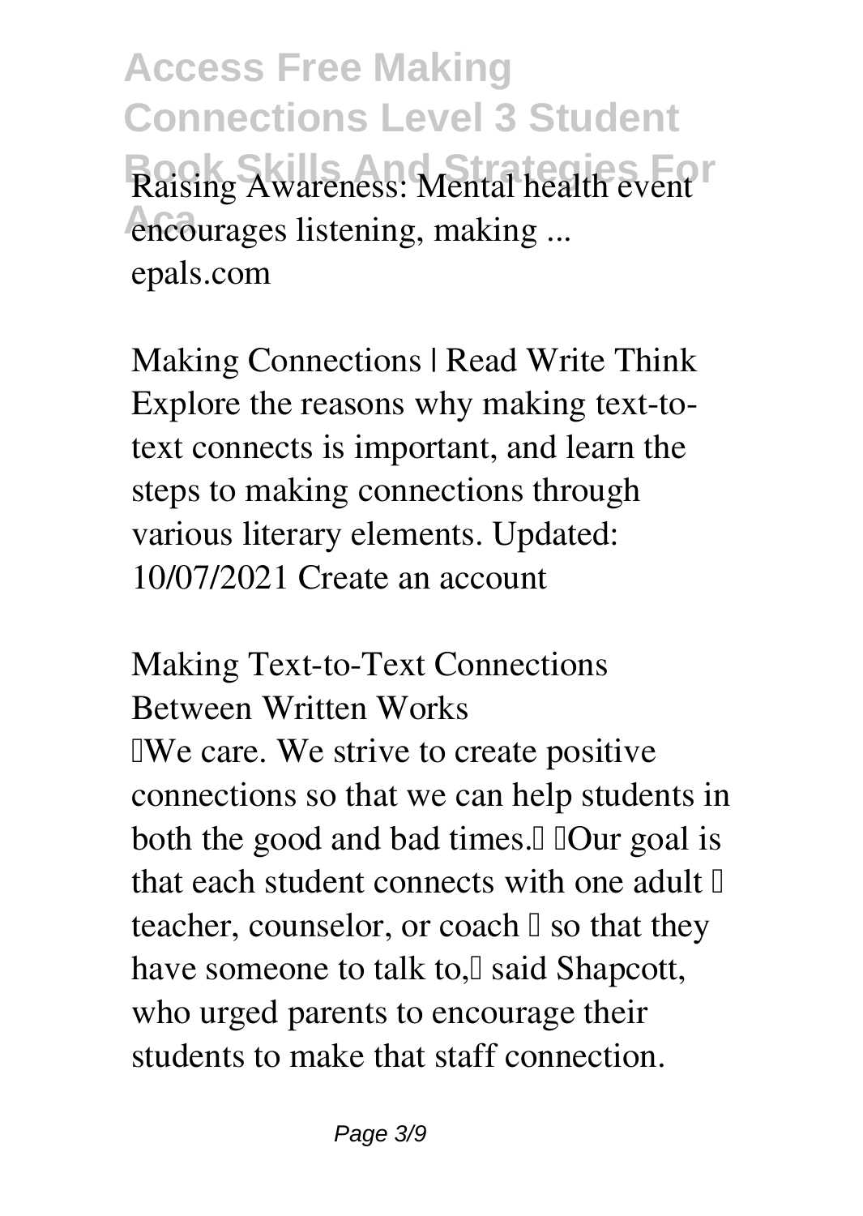**Raising Awareness: Mental health event encourages listening, making ...**
epals.com

**Making Connections | Read Write Think**
Explore the reasons why making text-to-text connects is important, and learn the steps to making connections through various literary elements. Updated: 10/07/2021 Create an account

**Making Text-to-Text Connections Between Written Works**
"We care. We strive to create positive connections so that we can help students in both the good and bad times." "Our goal is that each student connects with one adult – teacher, counselor, or coach – so that they have someone to talk to," said Shapcott, who urged parents to encourage their students to make that staff connection.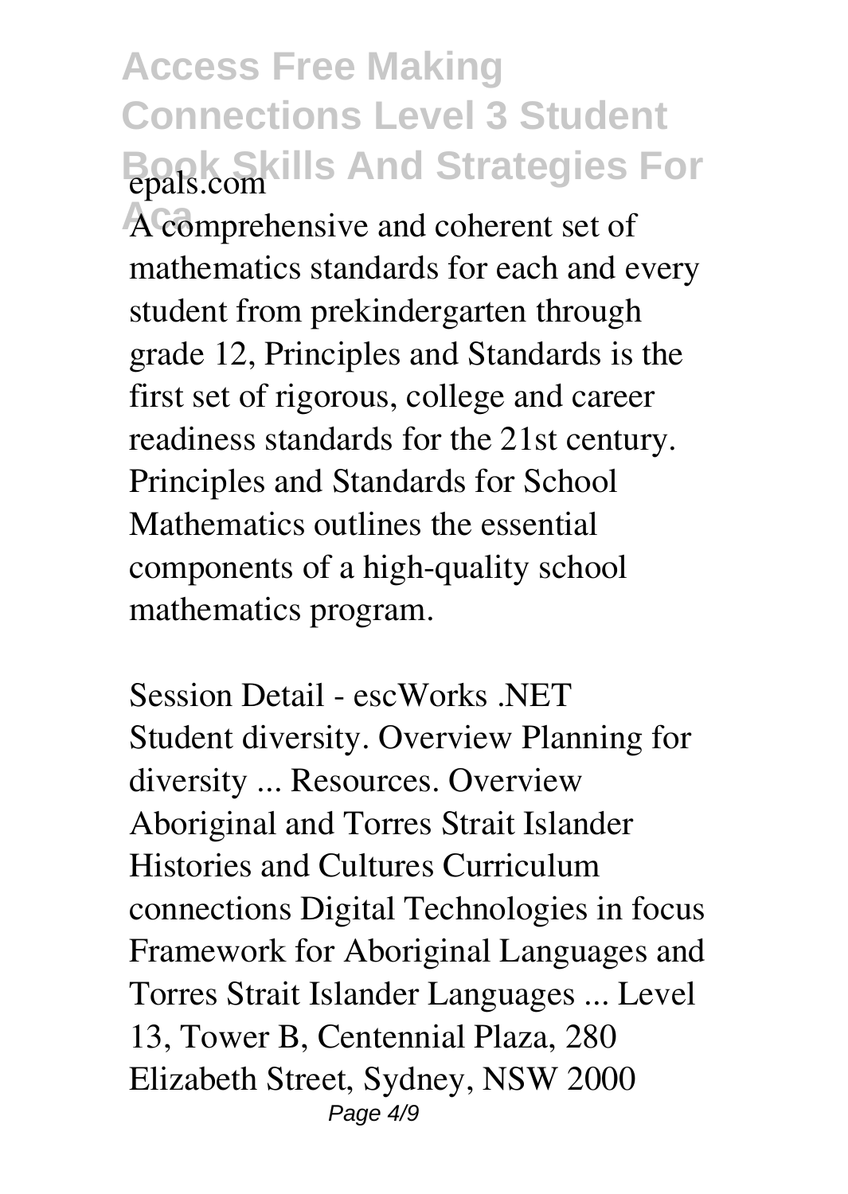**epals.com**

A comprehensive and coherent set of mathematics standards for each and every student from prekindergarten through grade 12, Principles and Standards is the first set of rigorous, college and career readiness standards for the 21st century. Principles and Standards for School Mathematics outlines the essential components of a high-quality school mathematics program.

**Session Detail - escWorks .NET**

Student diversity. Overview Planning for diversity ... Resources. Overview Aboriginal and Torres Strait Islander Histories and Cultures Curriculum connections Digital Technologies in focus Framework for Aboriginal Languages and Torres Strait Islander Languages ... Level 13, Tower B, Centennial Plaza, 280 Elizabeth Street, Sydney, NSW 2000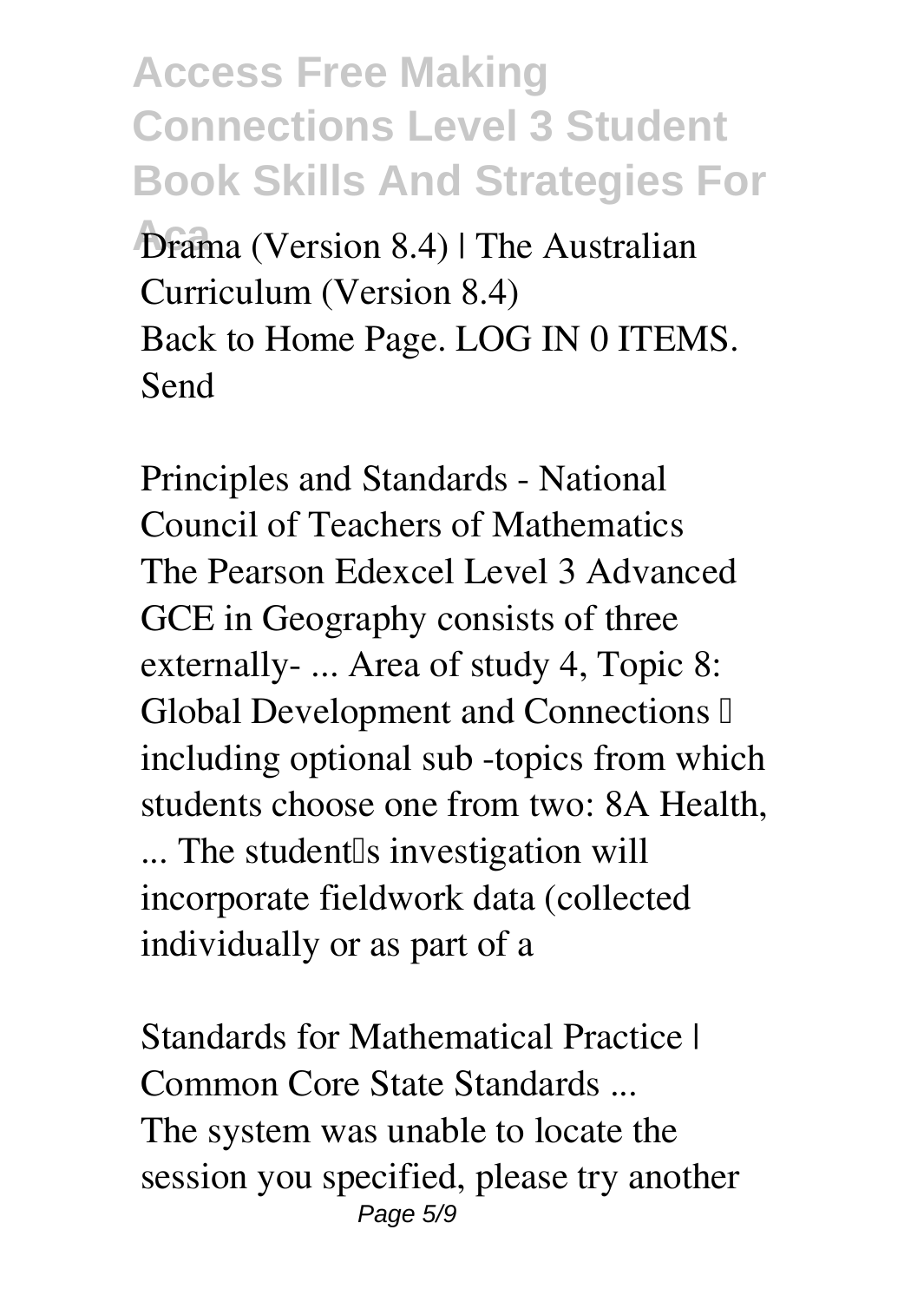**Drama (Version 8.4) | The Australian Curriculum (Version 8.4)**
Back to Home Page. LOG IN 0 ITEMS. Send

**Principles and Standards - National Council of Teachers of Mathematics**
The Pearson Edexcel Level 3 Advanced GCE in Geography consists of three externally- ... Area of study 4, Topic 8: Global Development and Connections – including optional sub -topics from which students choose one from two: 8A Health, ... The student's investigation will incorporate fieldwork data (collected individually or as part of a

**Standards for Mathematical Practice | Common Core State Standards ...**
The system was unable to locate the session you specified, please try another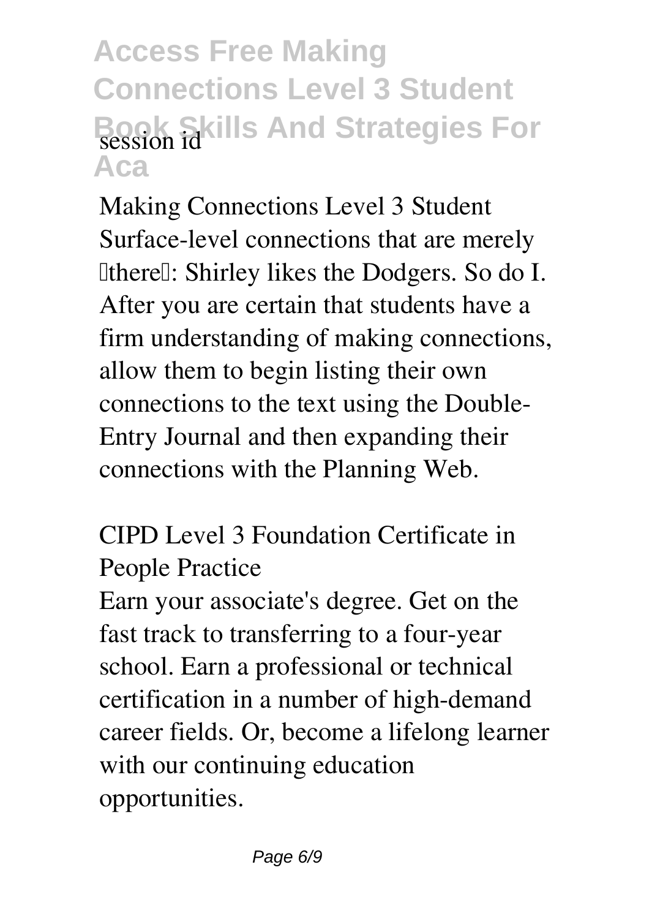session id

**Making Connections Level 3 Student**

Surface-level connections that are merely "there": Shirley likes the Dodgers. So do I. After you are certain that students have a firm understanding of making connections, allow them to begin listing their own connections to the text using the Double-Entry Journal and then expanding their connections with the Planning Web.

**CIPD Level 3 Foundation Certificate in People Practice**

Earn your associate's degree. Get on the fast track to transferring to a four-year school. Earn a professional or technical certification in a number of high-demand career fields. Or, become a lifelong learner with our continuing education opportunities.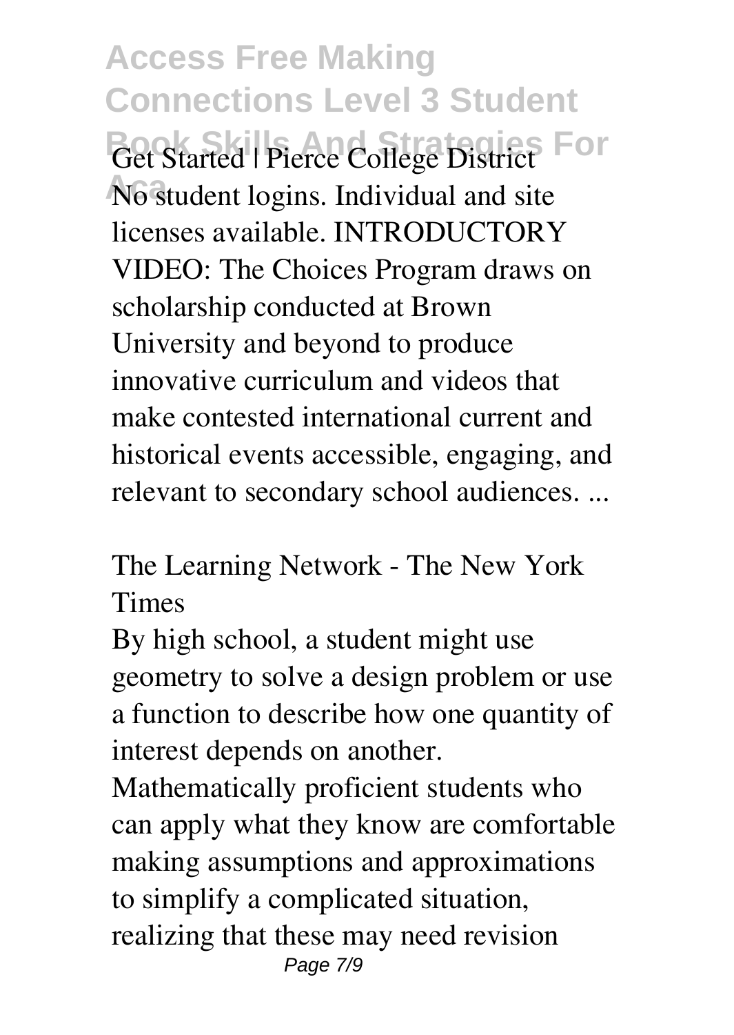**Get Started | Pierce College District**

No student logins. Individual and site licenses available. INTRODUCTORY VIDEO: The Choices Program draws on scholarship conducted at Brown University and beyond to produce innovative curriculum and videos that make contested international current and historical events accessible, engaging, and relevant to secondary school audiences. ...

**The Learning Network - The New York Times**

By high school, a student might use geometry to solve a design problem or use a function to describe how one quantity of interest depends on another. Mathematically proficient students who can apply what they know are comfortable making assumptions and approximations to simplify a complicated situation, realizing that these may need revision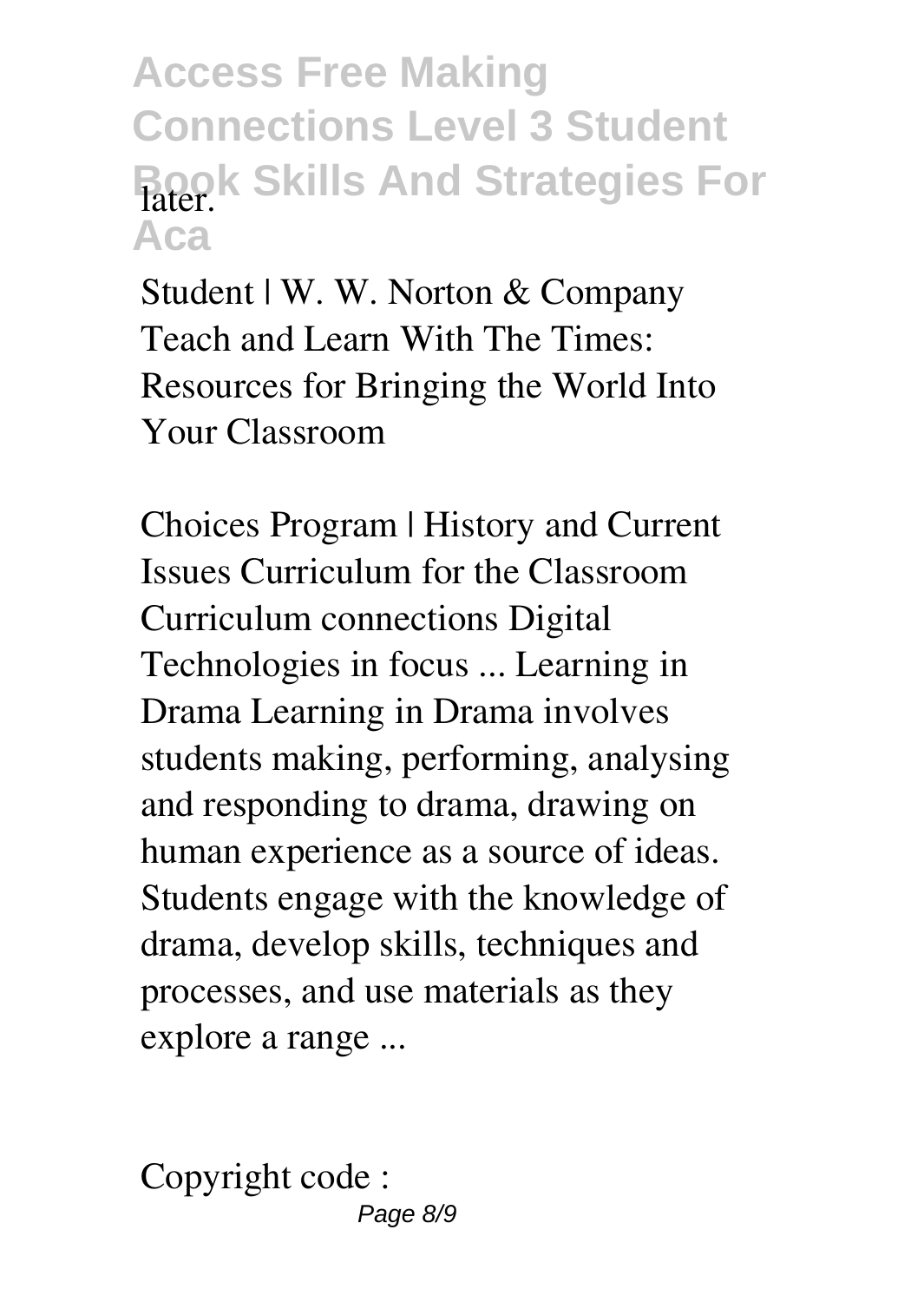later.

Student | W. W. Norton & Company
Teach and Learn With The Times: Resources for Bringing the World Into Your Classroom

Choices Program | History and Current Issues Curriculum for the Classroom
Curriculum connections Digital Technologies in focus ... Learning in Drama Learning in Drama involves students making, performing, analysing and responding to drama, drawing on human experience as a source of ideas. Students engage with the knowledge of drama, develop skills, techniques and processes, and use materials as they explore a range ...

Copyright code :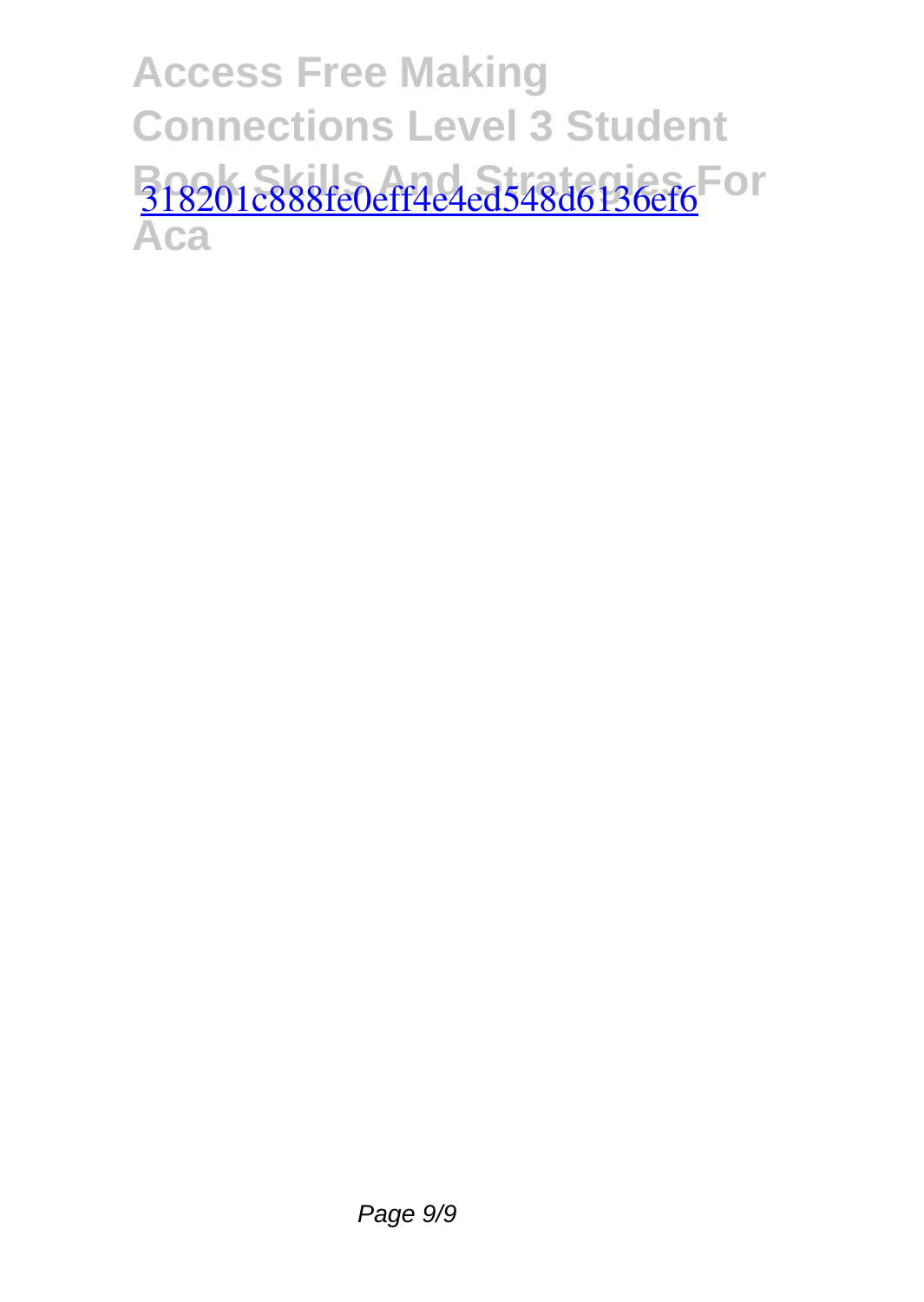[318201c888fe0eff4e4ed548d6136ef6](318201c888fe0eff4e4ed548d6136ef6)